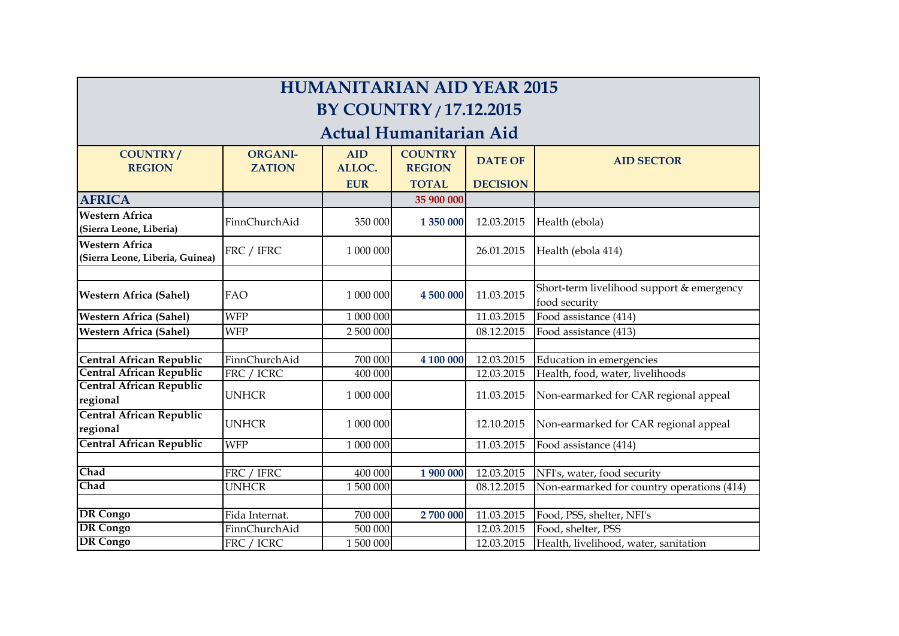# HUMANITARIAN AID YEAR 2015
## BY COUNTRY / 17.12.2015
## Actual Humanitarian Aid

| COUNTRY / REGION | ORGANI-ZATION | AID ALLOC. EUR | COUNTRY REGION TOTAL | DATE OF DECISION | AID SECTOR |
|---|---|---|---|---|---|
| **AFRICA** | | | 35 900 000 | | |
| **Western Africa (Sierra Leone, Liberia)** | FinnChurchAid | 350 000 | 1 350 000 | 12.03.2015 | Health (ebola) |
| **Western Africa (Sierra Leone, Liberia, Guinea)** | FRC / IFRC | 1 000 000 | | 26.01.2015 | Health (ebola 414) |
| | | | | | |
| **Western Africa (Sahel)** | FAO | 1 000 000 | 4 500 000 | 11.03.2015 | Short-term livelihood support & emergency food security |
| **Western Africa (Sahel)** | WFP | 1 000 000 | | 11.03.2015 | Food assistance (414) |
| **Western Africa (Sahel)** | WFP | 2 500 000 | | 08.12.2015 | Food assistance (413) |
| | | | | | |
| **Central African Republic** | FinnChurchAid | 700 000 | 4 100 000 | 12.03.2015 | Education in emergencies |
| **Central African Republic** | FRC / ICRC | 400 000 | | 12.03.2015 | Health, food, water, livelihoods |
| **Central African Republic regional** | UNHCR | 1 000 000 | | 11.03.2015 | Non-earmarked for CAR regional appeal |
| **Central African Republic regional** | UNHCR | 1 000 000 | | 12.10.2015 | Non-earmarked for CAR regional appeal |
| **Central African Republic** | WFP | 1 000 000 | | 11.03.2015 | Food assistance (414) |
| | | | | | |
| **Chad** | FRC / IFRC | 400 000 | 1 900 000 | 12.03.2015 | NFI's, water, food security |
| **Chad** | UNHCR | 1 500 000 | | 08.12.2015 | Non-earmarked for country operations (414) |
| | | | | | |
| **DR Congo** | Fida Internat. | 700 000 | 2 700 000 | 11.03.2015 | Food, PSS, shelter, NFI's |
| **DR Congo** | FinnChurchAid | 500 000 | | 12.03.2015 | Food, shelter, PSS |
| **DR Congo** | FRC / ICRC | 1 500 000 | | 12.03.2015 | Health, livelihood, water, sanitation |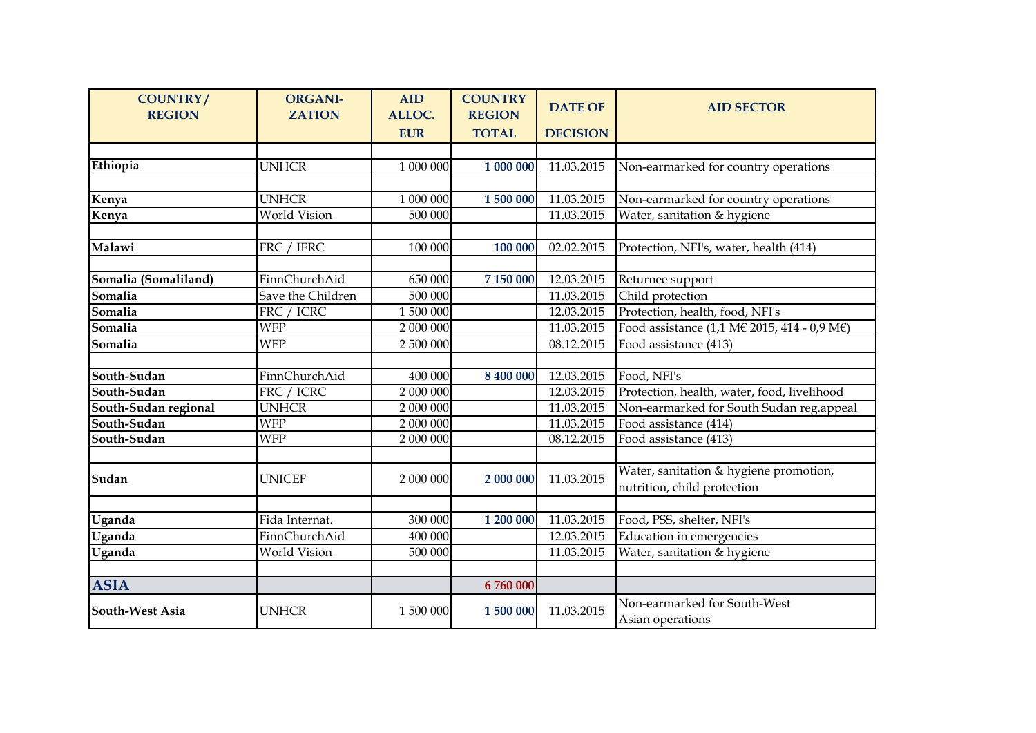| COUNTRY / REGION | ORGANI-ZATION | AID ALLOC. EUR | COUNTRY REGION TOTAL | DATE OF DECISION | AID SECTOR |
|---|---|---|---|---|---|
| | | | | | |
| **Ethiopia** | UNHCR | 1 000 000 | **1 000 000** | 11.03.2015 | Non-earmarked for country operations |
| | | | | | |
| **Kenya** | UNHCR | 1 000 000 | **1 500 000** | 11.03.2015 | Non-earmarked for country operations |
| **Kenya** | World Vision | 500 000 | | 11.03.2015 | Water, sanitation & hygiene |
| | | | | | |
| **Malawi** | FRC / IFRC | 100 000 | **100 000** | 02.02.2015 | Protection, NFI's, water, health (414) |
| | | | | | |
| **Somalia (Somaliland)** | FinnChurchAid | 650 000 | **7 150 000** | 12.03.2015 | Returnee support |
| **Somalia** | Save the Children | 500 000 | | 11.03.2015 | Child protection |
| **Somalia** | FRC / ICRC | 1 500 000 | | 12.03.2015 | Protection, health, food, NFI's |
| **Somalia** | WFP | 2 000 000 | | 11.03.2015 | Food assistance (1,1 M€ 2015, 414 - 0,9 M€) |
| **Somalia** | WFP | 2 500 000 | | 08.12.2015 | Food assistance (413) |
| | | | | | |
| **South-Sudan** | FinnChurchAid | 400 000 | **8 400 000** | 12.03.2015 | Food, NFI's |
| **South-Sudan** | FRC / ICRC | 2 000 000 | | 12.03.2015 | Protection, health, water, food, livelihood |
| **South-Sudan regional** | UNHCR | 2 000 000 | | 11.03.2015 | Non-earmarked for South Sudan reg.appeal |
| **South-Sudan** | WFP | 2 000 000 | | 11.03.2015 | Food assistance (414) |
| **South-Sudan** | WFP | 2 000 000 | | 08.12.2015 | Food assistance (413) |
| | | | | | |
| **Sudan** | UNICEF | 2 000 000 | **2 000 000** | 11.03.2015 | Water, sanitation & hygiene promotion, nutrition, child protection |
| | | | | | |
| **Uganda** | Fida Internat. | 300 000 | **1 200 000** | 11.03.2015 | Food, PSS, shelter, NFI's |
| **Uganda** | FinnChurchAid | 400 000 | | 12.03.2015 | Education in emergencies |
| **Uganda** | World Vision | 500 000 | | 11.03.2015 | Water, sanitation & hygiene |
| | | | | | |
| **ASIA** | | | **6 760 000** | | |
| **South-West Asia** | UNHCR | 1 500 000 | **1 500 000** | 11.03.2015 | Non-earmarked for South-West Asian operations |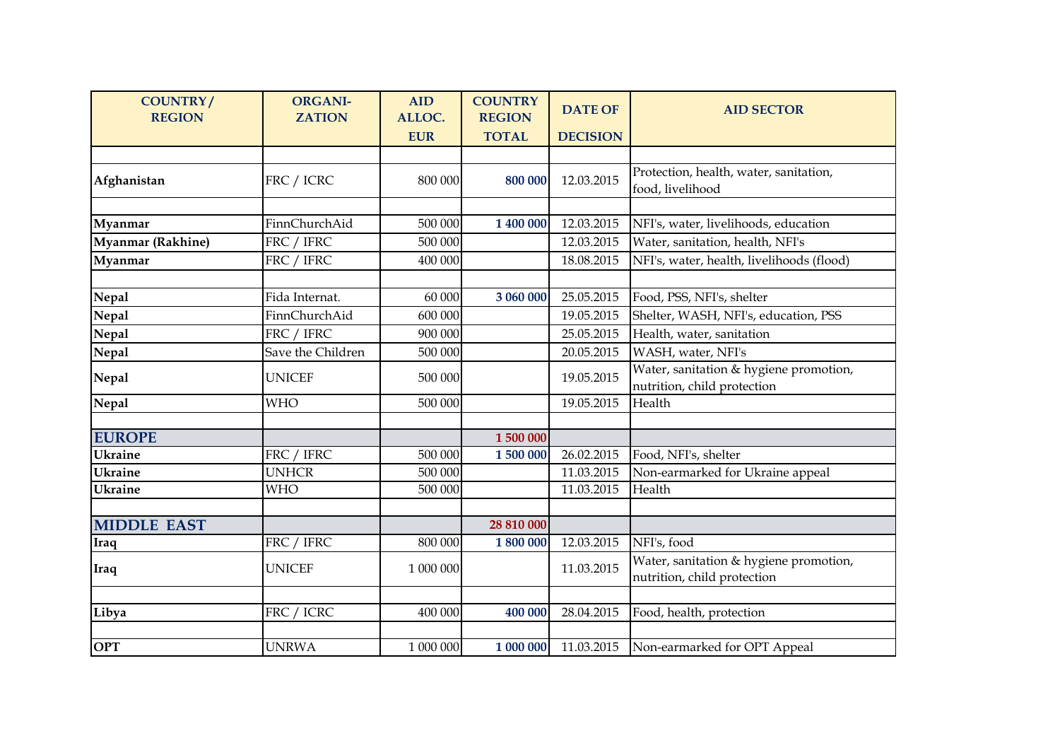| COUNTRY / REGION | ORGANI- ZATION | AID ALLOC. EUR | COUNTRY REGION TOTAL | DATE OF DECISION | AID SECTOR |
|---|---|---|---|---|---|
| | | | | | |
| **Afghanistan** | FRC / ICRC | 800 000 | **800 000** | 12.03.2015 | Protection, health, water, sanitation, food, livelihood |
| | | | | | |
| **Myanmar** | FinnChurchAid | 500 000 | **1 400 000** | 12.03.2015 | NFI's, water, livelihoods, education |
| **Myanmar (Rakhine)** | FRC / IFRC | 500 000 | | 12.03.2015 | Water, sanitation, health, NFI's |
| **Myanmar** | FRC / IFRC | 400 000 | | 18.08.2015 | NFI's, water, health, livelihoods (flood) |
| | | | | | |
| **Nepal** | Fida Internat. | 60 000 | **3 060 000** | 25.05.2015 | Food, PSS, NFI's, shelter |
| **Nepal** | FinnChurchAid | 600 000 | | 19.05.2015 | Shelter, WASH, NFI's, education, PSS |
| **Nepal** | FRC / IFRC | 900 000 | | 25.05.2015 | Health, water, sanitation |
| **Nepal** | Save the Children | 500 000 | | 20.05.2015 | WASH, water, NFI's |
| **Nepal** | UNICEF | 500 000 | | 19.05.2015 | Water, sanitation & hygiene promotion, nutrition, child protection |
| **Nepal** | WHO | 500 000 | | 19.05.2015 | Health |
| | | | | | |
| **EUROPE** | | | **1 500 000** | | |
| **Ukraine** | FRC / IFRC | 500 000 | **1 500 000** | 26.02.2015 | Food, NFI's, shelter |
| **Ukraine** | UNHCR | 500 000 | | 11.03.2015 | Non-earmarked for Ukraine appeal |
| **Ukraine** | WHO | 500 000 | | 11.03.2015 | Health |
| | | | | | |
| **MIDDLE EAST** | | | **28 810 000** | | |
| **Iraq** | FRC / IFRC | 800 000 | **1 800 000** | 12.03.2015 | NFI's, food |
| **Iraq** | UNICEF | 1 000 000 | | 11.03.2015 | Water, sanitation & hygiene promotion, nutrition, child protection |
| | | | | | |
| **Libya** | FRC / ICRC | 400 000 | **400 000** | 28.04.2015 | Food, health, protection |
| | | | | | |
| **OPT** | UNRWA | 1 000 000 | **1 000 000** | 11.03.2015 | Non-earmarked for OPT Appeal |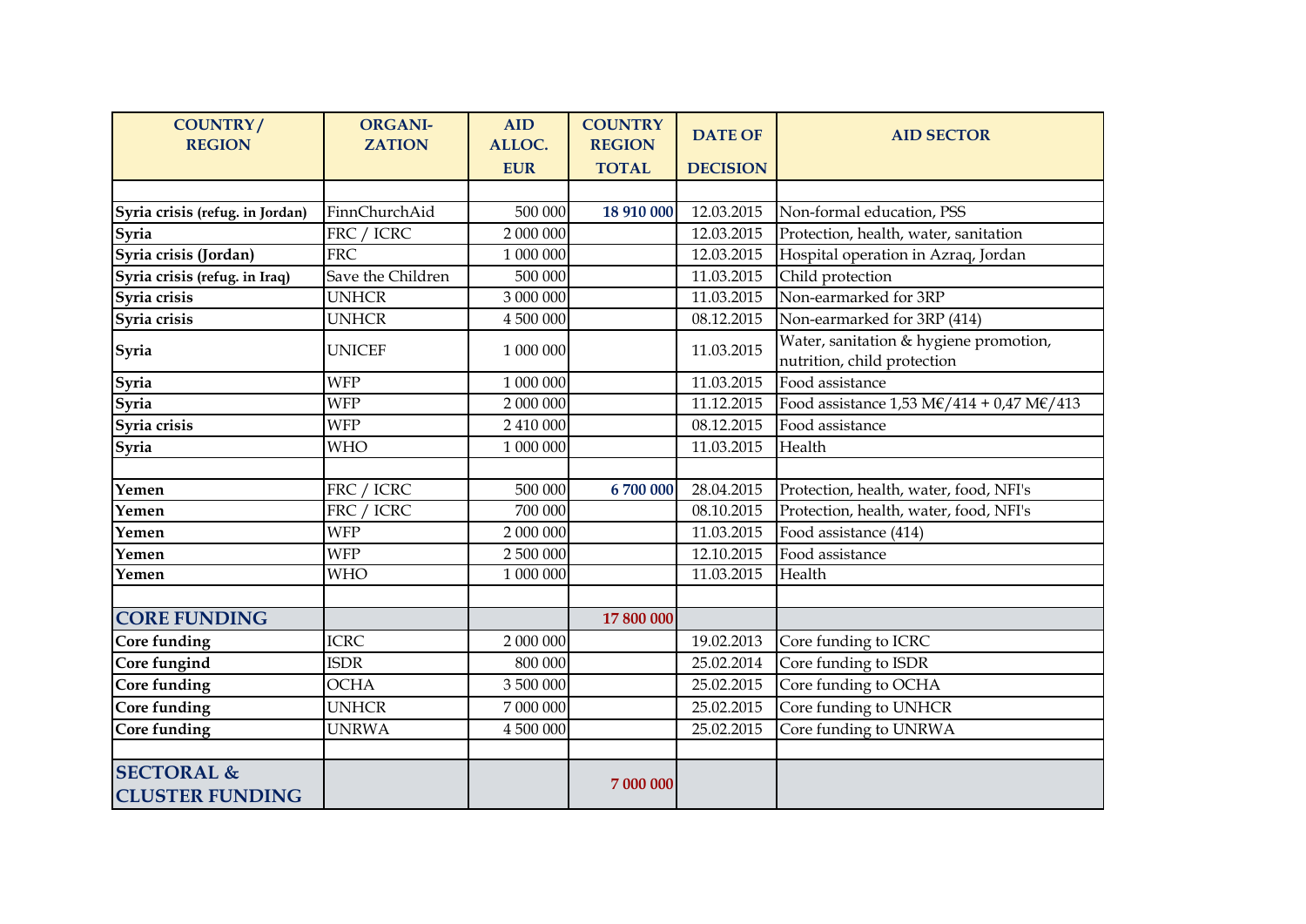| COUNTRY / REGION | ORGANI-ZATION | AID ALLOC. EUR | COUNTRY REGION TOTAL | DATE OF DECISION | AID SECTOR |
|---|---|---|---|---|---|
| | | | | | |
| **Syria crisis (refug. in Jordan)** | FinnChurchAid | 500 000 | **18 910 000** | 12.03.2015 | Non-formal education, PSS |
| **Syria** | FRC / ICRC | 2 000 000 | | 12.03.2015 | Protection, health, water, sanitation |
| **Syria crisis (Jordan)** | FRC | 1 000 000 | | 12.03.2015 | Hospital operation in Azraq, Jordan |
| **Syria crisis (refug. in Iraq)** | Save the Children | 500 000 | | 11.03.2015 | Child protection |
| **Syria crisis** | UNHCR | 3 000 000 | | 11.03.2015 | Non-earmarked for 3RP |
| **Syria crisis** | UNHCR | 4 500 000 | | 08.12.2015 | Non-earmarked for 3RP (414) |
| **Syria** | UNICEF | 1 000 000 | | 11.03.2015 | Water, sanitation & hygiene promotion, nutrition, child protection |
| **Syria** | WFP | 1 000 000 | | 11.03.2015 | Food assistance |
| **Syria** | WFP | 2 000 000 | | 11.12.2015 | Food assistance 1,53 M€/414 + 0,47 M€/413 |
| **Syria crisis** | WFP | 2 410 000 | | 08.12.2015 | Food assistance |
| **Syria** | WHO | 1 000 000 | | 11.03.2015 | Health |
| | | | | | |
| **Yemen** | FRC / ICRC | 500 000 | **6 700 000** | 28.04.2015 | Protection, health, water, food, NFI's |
| **Yemen** | FRC / ICRC | 700 000 | | 08.10.2015 | Protection, health, water, food, NFI's |
| **Yemen** | WFP | 2 000 000 | | 11.03.2015 | Food assistance (414) |
| **Yemen** | WFP | 2 500 000 | | 12.10.2015 | Food assistance |
| **Yemen** | WHO | 1 000 000 | | 11.03.2015 | Health |
| | | | | | |
| **CORE FUNDING** | | | **17 800 000** | | |
| **Core funding** | ICRC | 2 000 000 | | 19.02.2013 | Core funding to ICRC |
| **Core fungind** | ISDR | 800 000 | | 25.02.2014 | Core funding to ISDR |
| **Core funding** | OCHA | 3 500 000 | | 25.02.2015 | Core funding to OCHA |
| **Core funding** | UNHCR | 7 000 000 | | 25.02.2015 | Core funding to UNHCR |
| **Core funding** | UNRWA | 4 500 000 | | 25.02.2015 | Core funding to UNRWA |
| | | | | | |
| **SECTORAL & CLUSTER FUNDING** | | | **7 000 000** | | |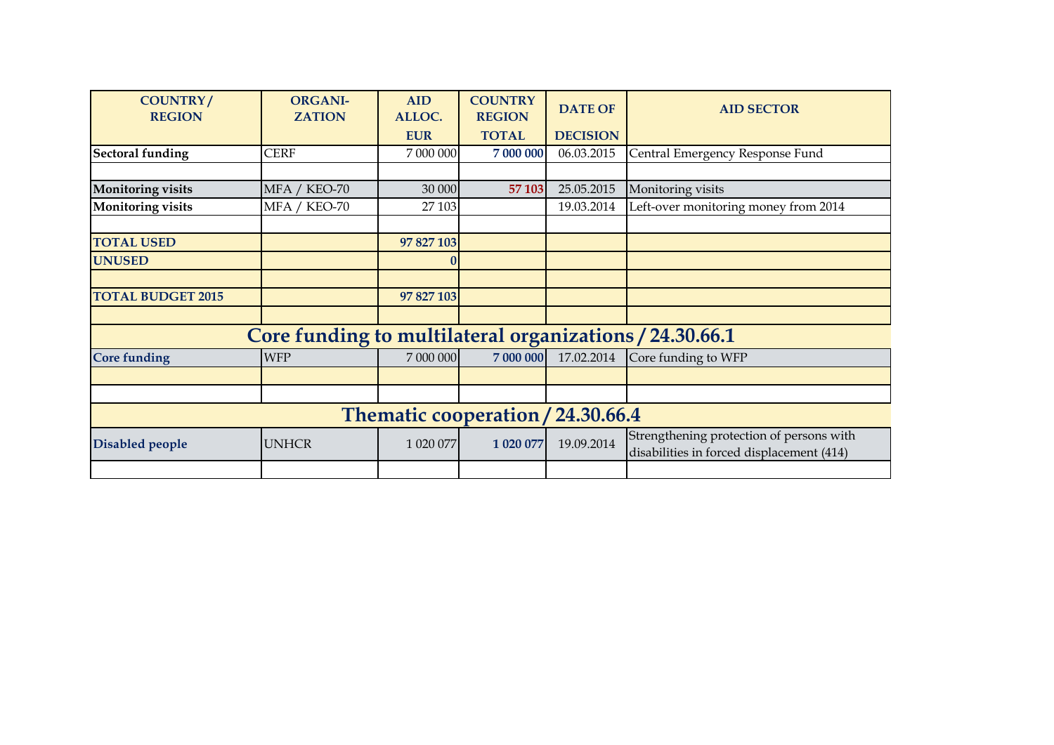| COUNTRY / REGION | ORGANI- ZATION | AID ALLOC. EUR | COUNTRY REGION TOTAL | DATE OF DECISION | AID SECTOR |
|---|---|---|---|---|---|
| **Sectoral funding** | CERF | 7 000 000 | **7 000 000** | 06.03.2015 | Central Emergency Response Fund |
| | | | | | |
| **Monitoring visits** | MFA / KEO-70 | 30 000 | **57 103** | 25.05.2015 | Monitoring visits |
| **Monitoring visits** | MFA / KEO-70 | 27 103 | | 19.03.2014 | Left-over monitoring money from 2014 |
| | | | | | |
| **TOTAL USED** | | **97 827 103** | | | |
| **UNUSED** | | **0** | | | |
| | | | | | |
| **TOTAL BUDGET 2015** | | **97 827 103** | | | |
| | | | | | |
| **Core funding to multilateral organizations / 24.30.66.1** | | | | | |
| **Core funding** | WFP | 7 000 000 | **7 000 000** | 17.02.2014 | Core funding to WFP |
| | | | | | |
| | | | | | |
| **Thematic cooperation / 24.30.66.4** | | | | | |
| **Disabled people** | UNHCR | 1 020 077 | **1 020 077** | 19.09.2014 | Strengthening protection of persons with disabilities in forced displacement (414) |
| | | | | | |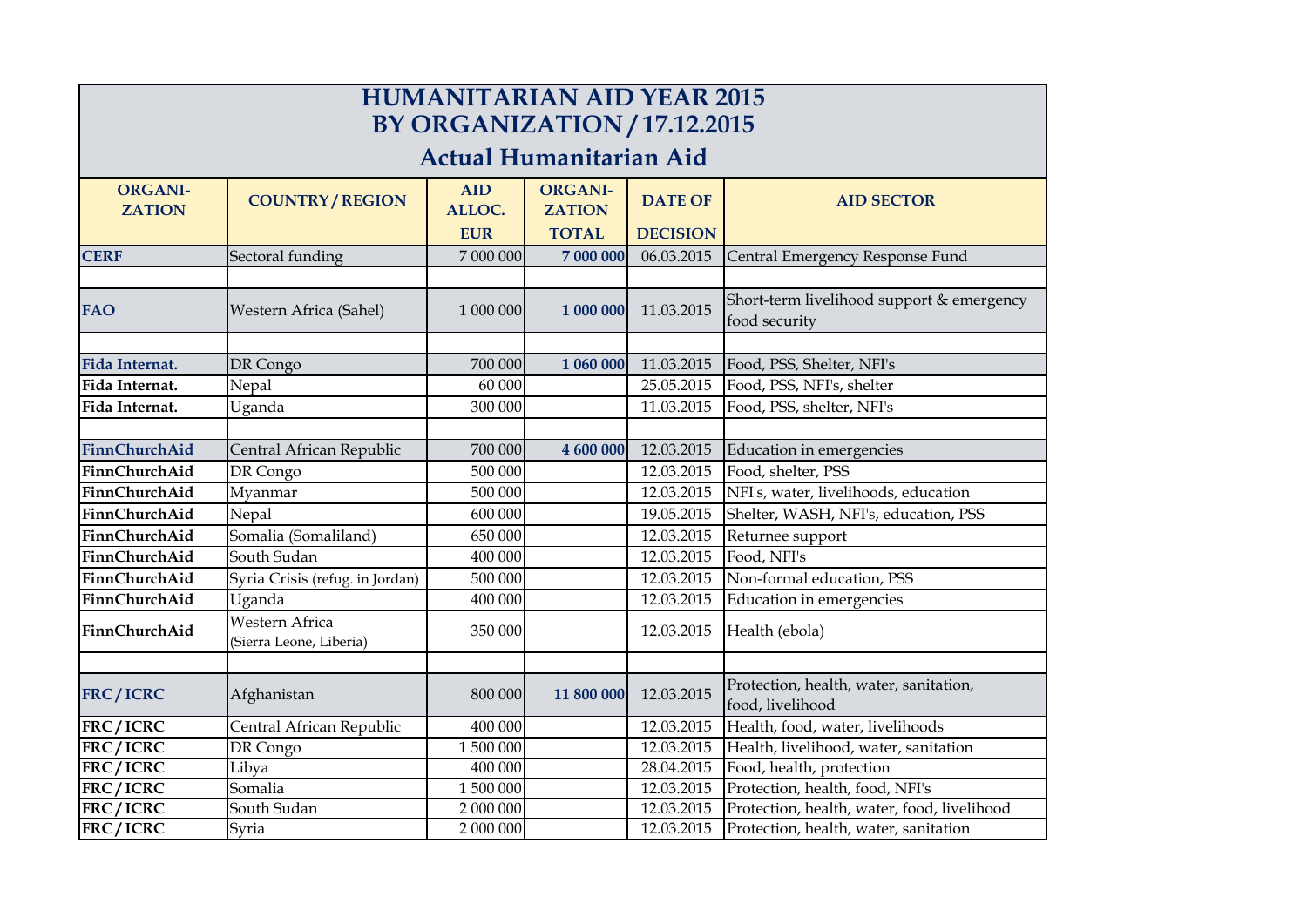# HUMANITARIAN AID YEAR 2015
# BY ORGANIZATION / 17.12.2015
## Actual Humanitarian Aid

| ORGANI-ZATION | COUNTRY / REGION | AID ALLOC. EUR | ORGANI-ZATION TOTAL | DATE OF DECISION | AID SECTOR |
|---|---|---|---|---|---|
| **CERF** | Sectoral funding | 7 000 000 | **7 000 000** | 06.03.2015 | Central Emergency Response Fund |
| | | | | | |
| **FAO** | Western Africa (Sahel) | 1 000 000 | **1 000 000** | 11.03.2015 | Short-term livelihood support & emergency food security |
| | | | | | |
| **Fida Internat.** | DR Congo | 700 000 | **1 060 000** | 11.03.2015 | Food, PSS, Shelter, NFI's |
| **Fida Internat.** | Nepal | 60 000 | | 25.05.2015 | Food, PSS, NFI's, shelter |
| **Fida Internat.** | Uganda | 300 000 | | 11.03.2015 | Food, PSS, shelter, NFI's |
| | | | | | |
| **FinnChurchAid** | Central African Republic | 700 000 | **4 600 000** | 12.03.2015 | Education in emergencies |
| **FinnChurchAid** | DR Congo | 500 000 | | 12.03.2015 | Food, shelter, PSS |
| **FinnChurchAid** | Myanmar | 500 000 | | 12.03.2015 | NFI's, water, livelihoods, education |
| **FinnChurchAid** | Nepal | 600 000 | | 19.05.2015 | Shelter, WASH, NFI's, education, PSS |
| **FinnChurchAid** | Somalia (Somaliland) | 650 000 | | 12.03.2015 | Returnee support |
| **FinnChurchAid** | South Sudan | 400 000 | | 12.03.2015 | Food, NFI's |
| **FinnChurchAid** | Syria Crisis (refug. in Jordan) | 500 000 | | 12.03.2015 | Non-formal education, PSS |
| **FinnChurchAid** | Uganda | 400 000 | | 12.03.2015 | Education in emergencies |
| **FinnChurchAid** | Western Africa (Sierra Leone, Liberia) | 350 000 | | 12.03.2015 | Health (ebola) |
| | | | | | |
| **FRC / ICRC** | Afghanistan | 800 000 | **11 800 000** | 12.03.2015 | Protection, health, water, sanitation, food, livelihood |
| **FRC / ICRC** | Central African Republic | 400 000 | | 12.03.2015 | Health, food, water, livelihoods |
| **FRC / ICRC** | DR Congo | 1 500 000 | | 12.03.2015 | Health, livelihood, water, sanitation |
| **FRC / ICRC** | Libya | 400 000 | | 28.04.2015 | Food, health, protection |
| **FRC / ICRC** | Somalia | 1 500 000 | | 12.03.2015 | Protection, health, food, NFI's |
| **FRC / ICRC** | South Sudan | 2 000 000 | | 12.03.2015 | Protection, health, water, food, livelihood |
| **FRC / ICRC** | Syria | 2 000 000 | | 12.03.2015 | Protection, health, water, sanitation |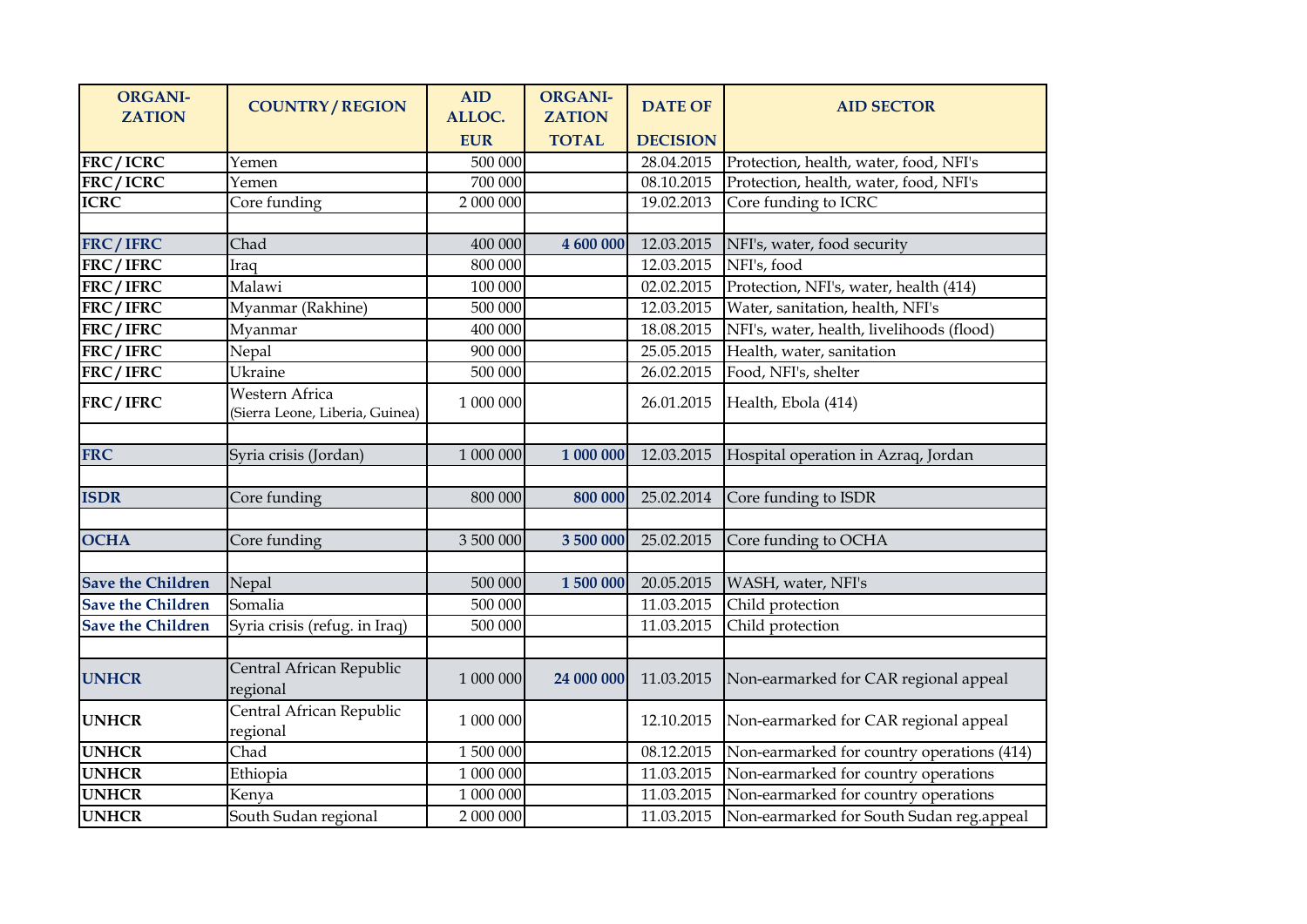| ORGANI-ZATION | COUNTRY / REGION | AID ALLOC. EUR | ORGANI-ZATION TOTAL | DATE OF DECISION | AID SECTOR |
|---|---|---|---|---|---|
| **FRC / ICRC** | Yemen | 500 000 | | 28.04.2015 | Protection, health, water, food, NFI's |
| **FRC / ICRC** | Yemen | 700 000 | | 08.10.2015 | Protection, health, water, food, NFI's |
| **ICRC** | Core funding | 2 000 000 | | 19.02.2013 | Core funding to ICRC |
| | | | | | |
| **FRC / IFRC** | Chad | 400 000 | **4 600 000** | 12.03.2015 | NFI's, water, food security |
| **FRC / IFRC** | Iraq | 800 000 | | 12.03.2015 | NFI's, food |
| **FRC / IFRC** | Malawi | 100 000 | | 02.02.2015 | Protection, NFI's, water, health (414) |
| **FRC / IFRC** | Myanmar (Rakhine) | 500 000 | | 12.03.2015 | Water, sanitation, health, NFI's |
| **FRC / IFRC** | Myanmar | 400 000 | | 18.08.2015 | NFI's, water, health, livelihoods (flood) |
| **FRC / IFRC** | Nepal | 900 000 | | 25.05.2015 | Health, water, sanitation |
| **FRC / IFRC** | Ukraine | 500 000 | | 26.02.2015 | Food, NFI's, shelter |
| **FRC / IFRC** | Western Africa (Sierra Leone, Liberia, Guinea) | 1 000 000 | | 26.01.2015 | Health, Ebola (414) |
| | | | | | |
| **FRC** | Syria crisis (Jordan) | 1 000 000 | **1 000 000** | 12.03.2015 | Hospital operation in Azraq, Jordan |
| | | | | | |
| **ISDR** | Core funding | 800 000 | **800 000** | 25.02.2014 | Core funding to ISDR |
| | | | | | |
| **OCHA** | Core funding | 3 500 000 | **3 500 000** | 25.02.2015 | Core funding to OCHA |
| | | | | | |
| **Save the Children** | Nepal | 500 000 | **1 500 000** | 20.05.2015 | WASH, water, NFI's |
| **Save the Children** | Somalia | 500 000 | | 11.03.2015 | Child protection |
| **Save the Children** | Syria crisis (refug. in Iraq) | 500 000 | | 11.03.2015 | Child protection |
| | | | | | |
| **UNHCR** | Central African Republic regional | 1 000 000 | **24 000 000** | 11.03.2015 | Non-earmarked for CAR regional appeal |
| **UNHCR** | Central African Republic regional | 1 000 000 | | 12.10.2015 | Non-earmarked for CAR regional appeal |
| **UNHCR** | Chad | 1 500 000 | | 08.12.2015 | Non-earmarked for country operations (414) |
| **UNHCR** | Ethiopia | 1 000 000 | | 11.03.2015 | Non-earmarked for country operations |
| **UNHCR** | Kenya | 1 000 000 | | 11.03.2015 | Non-earmarked for country operations |
| **UNHCR** | South Sudan regional | 2 000 000 | | 11.03.2015 | Non-earmarked for South Sudan reg.appeal |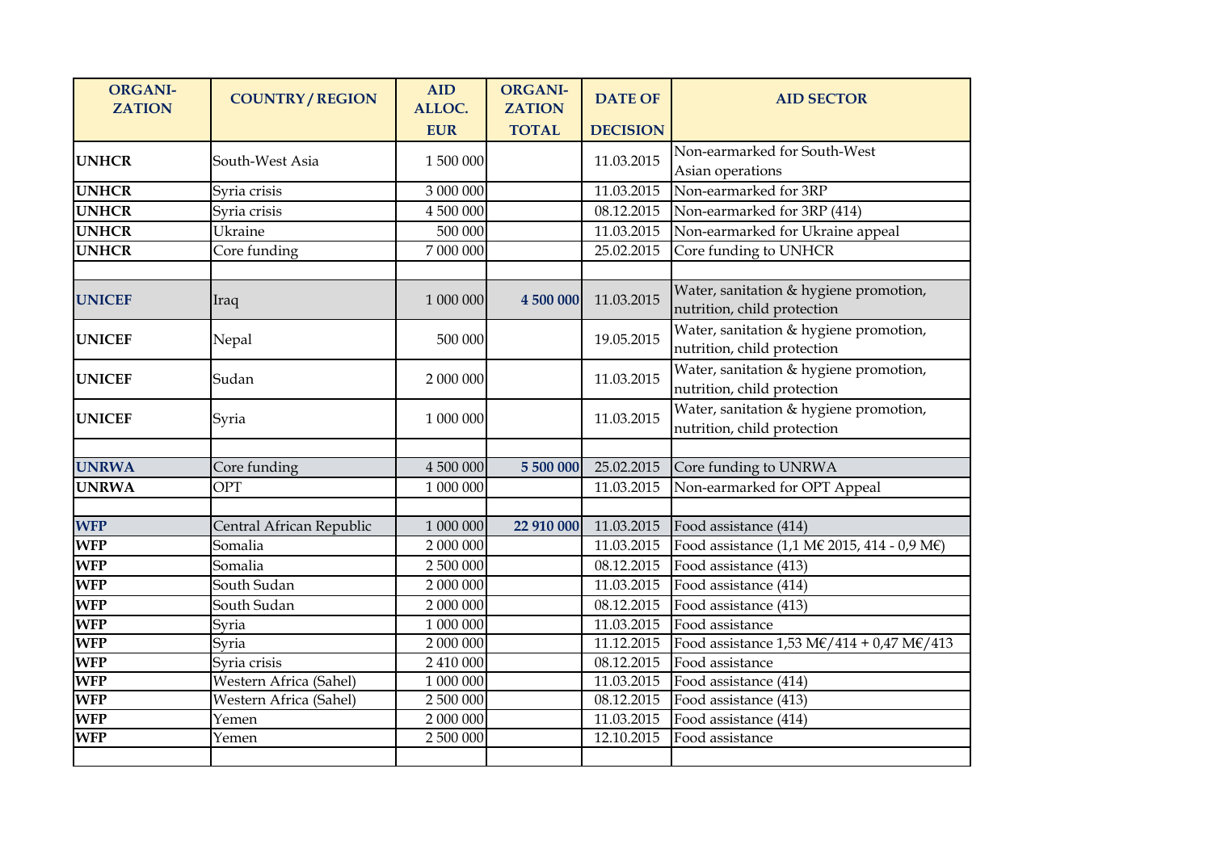| ORGANI-ZATION | COUNTRY / REGION | AID ALLOC. EUR | ORGANI-ZATION TOTAL | DATE OF DECISION | AID SECTOR |
|---|---|---|---|---|---|
| **UNHCR** | South-West Asia | 1 500 000 | | 11.03.2015 | Non-earmarked for South-West Asian operations |
| **UNHCR** | Syria crisis | 3 000 000 | | 11.03.2015 | Non-earmarked for 3RP |
| **UNHCR** | Syria crisis | 4 500 000 | | 08.12.2015 | Non-earmarked for 3RP (414) |
| **UNHCR** | Ukraine | 500 000 | | 11.03.2015 | Non-earmarked for Ukraine appeal |
| **UNHCR** | Core funding | 7 000 000 | | 25.02.2015 | Core funding to UNHCR |
| | | | | | |
| **UNICEF** | Iraq | 1 000 000 | **4 500 000** | 11.03.2015 | Water, sanitation & hygiene promotion, nutrition, child protection |
| **UNICEF** | Nepal | 500 000 | | 19.05.2015 | Water, sanitation & hygiene promotion, nutrition, child protection |
| **UNICEF** | Sudan | 2 000 000 | | 11.03.2015 | Water, sanitation & hygiene promotion, nutrition, child protection |
| **UNICEF** | Syria | 1 000 000 | | 11.03.2015 | Water, sanitation & hygiene promotion, nutrition, child protection |
| | | | | | |
| **UNRWA** | Core funding | 4 500 000 | **5 500 000** | 25.02.2015 | Core funding to UNRWA |
| **UNRWA** | OPT | 1 000 000 | | 11.03.2015 | Non-earmarked for OPT Appeal |
| | | | | | |
| **WFP** | Central African Republic | 1 000 000 | **22 910 000** | 11.03.2015 | Food assistance (414) |
| **WFP** | Somalia | 2 000 000 | | 11.03.2015 | Food assistance (1,1 M€ 2015, 414 - 0,9 M€) |
| **WFP** | Somalia | 2 500 000 | | 08.12.2015 | Food assistance (413) |
| **WFP** | South Sudan | 2 000 000 | | 11.03.2015 | Food assistance (414) |
| **WFP** | South Sudan | 2 000 000 | | 08.12.2015 | Food assistance (413) |
| **WFP** | Syria | 1 000 000 | | 11.03.2015 | Food assistance |
| **WFP** | Syria | 2 000 000 | | 11.12.2015 | Food assistance 1,53 M€/414 + 0,47 M€/413 |
| **WFP** | Syria crisis | 2 410 000 | | 08.12.2015 | Food assistance |
| **WFP** | Western Africa (Sahel) | 1 000 000 | | 11.03.2015 | Food assistance (414) |
| **WFP** | Western Africa (Sahel) | 2 500 000 | | 08.12.2015 | Food assistance (413) |
| **WFP** | Yemen | 2 000 000 | | 11.03.2015 | Food assistance (414) |
| **WFP** | Yemen | 2 500 000 | | 12.10.2015 | Food assistance |
| | | | | | |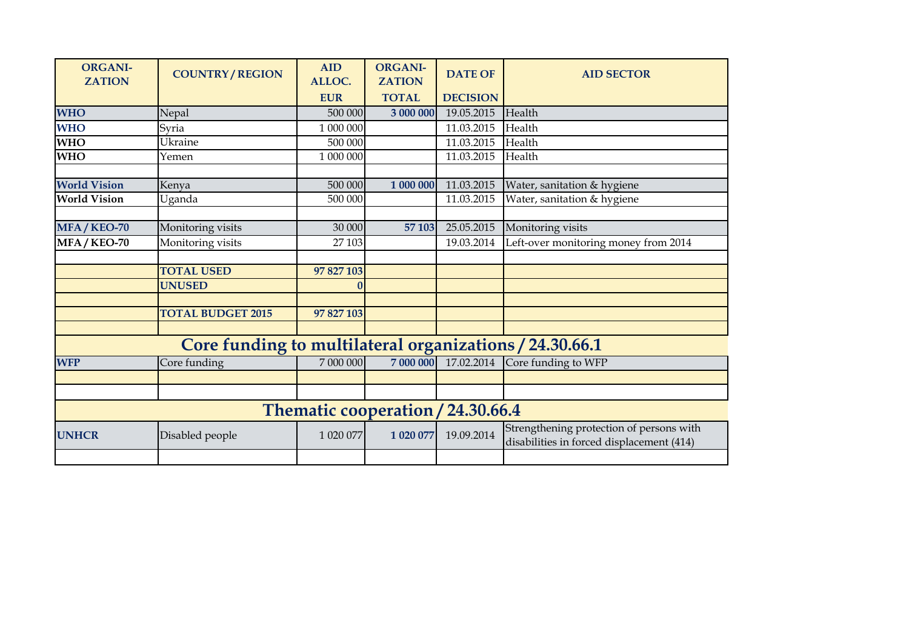| ORGANI-ZATION | COUNTRY / REGION | AID ALLOC. EUR | ORGANI-ZATION TOTAL | DATE OF DECISION | AID SECTOR |
|---|---|---|---|---|---|
| **WHO** | Nepal | 500 000 | **3 000 000** | 19.05.2015 | Health |
| **WHO** | Syria | 1 000 000 | | 11.03.2015 | Health |
| **WHO** | Ukraine | 500 000 | | 11.03.2015 | Health |
| **WHO** | Yemen | 1 000 000 | | 11.03.2015 | Health |
| | | | | | |
| **World Vision** | Kenya | 500 000 | **1 000 000** | 11.03.2015 | Water, sanitation & hygiene |
| **World Vision** | Uganda | 500 000 | | 11.03.2015 | Water, sanitation & hygiene |
| | | | | | |
| **MFA / KEO-70** | Monitoring visits | 30 000 | **57 103** | 25.05.2015 | Monitoring visits |
| **MFA / KEO-70** | Monitoring visits | 27 103 | | 19.03.2014 | Left-over monitoring money from 2014 |
| | | | | | |
| | **TOTAL USED** | **97 827 103** | | | |
| | **UNUSED** | **0** | | | |
| | | | | | |
| | **TOTAL BUDGET 2015** | **97 827 103** | | | |

## Core funding to multilateral organizations / 24.30.66.1

| ORGANI-ZATION | COUNTRY / REGION | AID ALLOC. EUR | ORGANI-ZATION TOTAL | DATE OF DECISION | AID SECTOR |
|---|---|---|---|---|---|
| **WFP** | Core funding | 7 000 000 | **7 000 000** | 17.02.2014 | Core funding to WFP |

## Thematic cooperation / 24.30.66.4

| ORGANI-ZATION | COUNTRY / REGION | AID ALLOC. EUR | ORGANI-ZATION TOTAL | DATE OF DECISION | AID SECTOR |
|---|---|---|---|---|---|
| **UNHCR** | Disabled people | 1 020 077 | **1 020 077** | 19.09.2014 | Strengthening protection of persons with disabilities in forced displacement (414) |